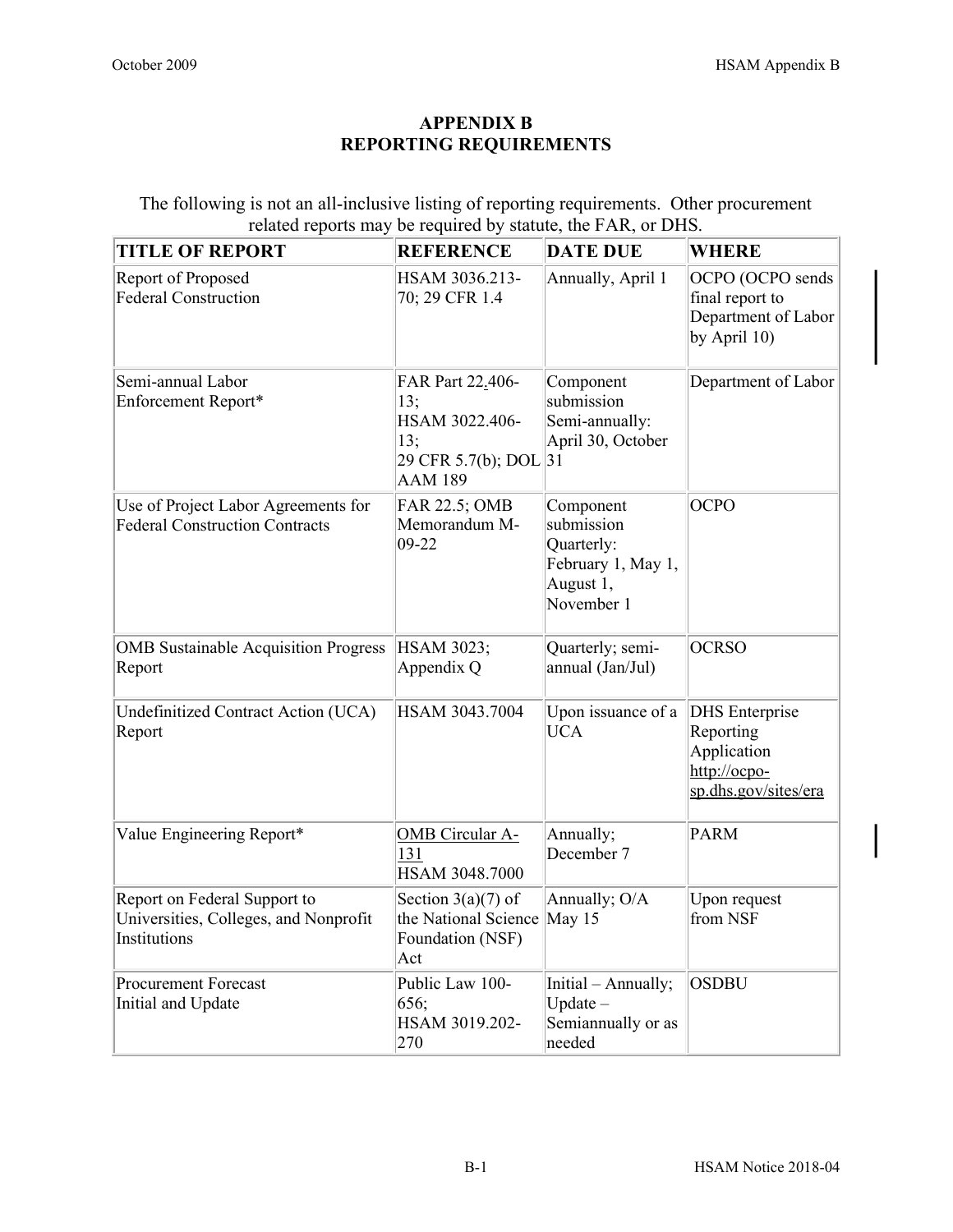# APPENDIX B
# REPORTING REQUIREMENTS

The following is not an all-inclusive listing of reporting requirements. Other procurement related reports may be required by statute, the FAR, or DHS.

| TITLE OF REPORT | REFERENCE | DATE DUE | WHERE |
|---|---|---|---|
| Report of Proposed Federal Construction | HSAM 3036.213-70; 29 CFR 1.4 | Annually, April 1 | OCPO (OCPO sends final report to Department of Labor by April 10) |
| Semi-annual Labor Enforcement Report* | FAR Part 22.406-13; HSAM 3022.406-13; 29 CFR 5.7(b); DOL AAM 189 | Component submission Semi-annually: April 30, October 31 | Department of Labor |
| Use of Project Labor Agreements for Federal Construction Contracts | FAR 22.5; OMB Memorandum M-09-22 | Component submission Quarterly: February 1, May 1, August 1, November 1 | OCPO |
| OMB Sustainable Acquisition Progress Report | HSAM 3023; Appendix Q | Quarterly; semi-annual (Jan/Jul) | OCRSO |
| Undefinitized Contract Action (UCA) Report | HSAM 3043.7004 | Upon issuance of a UCA | DHS Enterprise Reporting Application http://ocpo-sp.dhs.gov/sites/era |
| Value Engineering Report* | OMB Circular A-131 HSAM 3048.7000 | Annually; December 7 | PARM |
| Report on Federal Support to Universities, Colleges, and Nonprofit Institutions | Section 3(a)(7) of the National Science Foundation (NSF) Act | Annually; O/A May 15 | Upon request from NSF |
| Procurement Forecast Initial and Update | Public Law 100-656; HSAM 3019.202-270 | Initial – Annually; Update – Semiannually or as needed | OSDBU |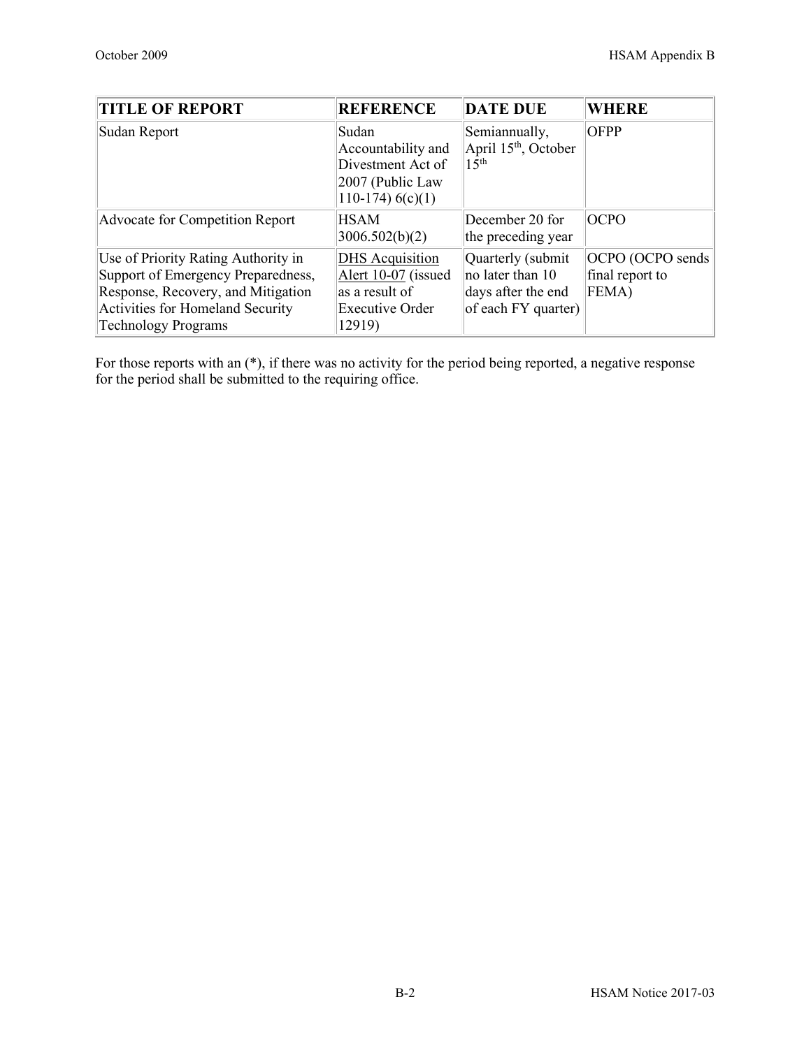| TITLE OF REPORT | REFERENCE | DATE DUE | WHERE |
|---|---|---|---|
| Sudan Report | Sudan Accountability and Divestment Act of 2007 (Public Law 110-174) 6(c)(1) | Semiannually, April 15th, October 15th | OFPP |
| Advocate for Competition Report | HSAM 3006.502(b)(2) | December 20 for the preceding year | OCPO |
| Use of Priority Rating Authority in Support of Emergency Preparedness, Response, Recovery, and Mitigation Activities for Homeland Security Technology Programs | DHS Acquisition Alert 10-07 (issued as a result of Executive Order 12919) | Quarterly (submit no later than 10 days after the end of each FY quarter) | OCPO (OCPO sends final report to FEMA) |

For those reports with an (*), if there was no activity for the period being reported, a negative response for the period shall be submitted to the requiring office.